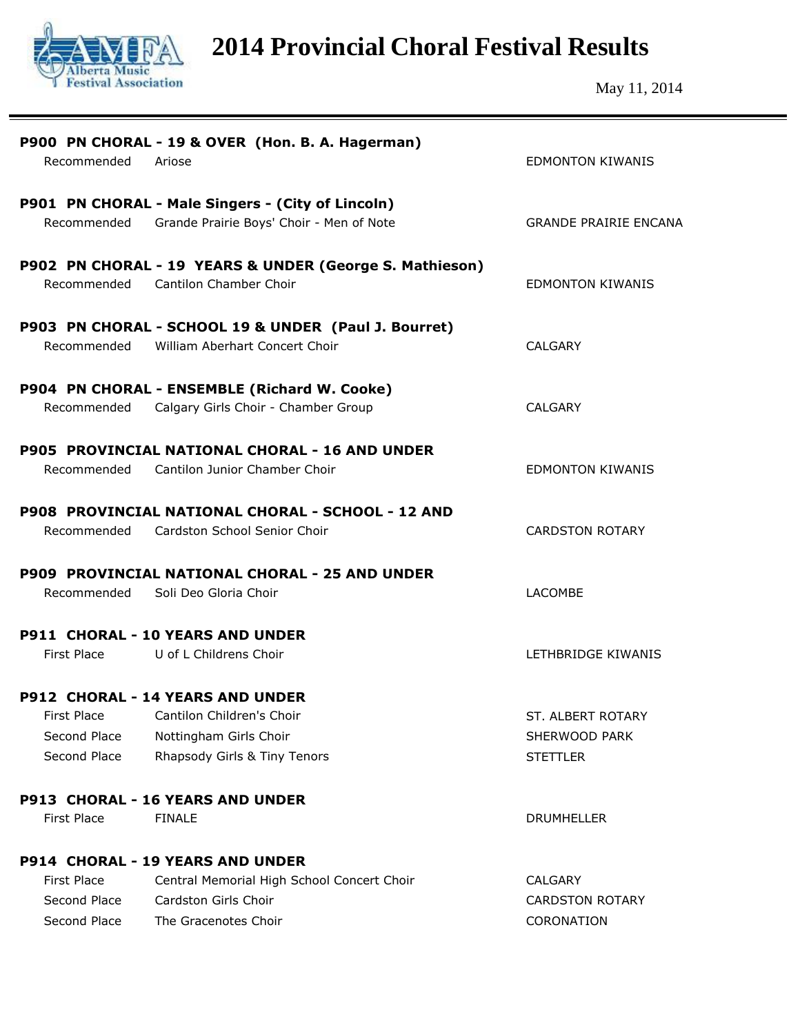# 2014 Provincial Choral Festival Results

May 11, 2014

### P900 PN CHORAL - 19 & OVER (Hon. B. A. Hagerman)

| | | |
|---|---|---|
| Recommended | Ariose | EDMONTON KIWANIS |

### P901 PN CHORAL - Male Singers - (City of Lincoln)

| | | |
|---|---|---|
| Recommended | Grande Prairie Boys' Choir - Men of Note | GRANDE PRAIRIE ENCANA |

### P902 PN CHORAL - 19 YEARS & UNDER (George S. Mathieson)

| | | |
|---|---|---|
| Recommended | Cantilon Chamber Choir | EDMONTON KIWANIS |

### P903 PN CHORAL - SCHOOL 19 & UNDER (Paul J. Bourret)

| | | |
|---|---|---|
| Recommended | William Aberhart Concert Choir | CALGARY |

### P904 PN CHORAL - ENSEMBLE (Richard W. Cooke)

| | | |
|---|---|---|
| Recommended | Calgary Girls Choir - Chamber Group | CALGARY |

### P905 PROVINCIAL NATIONAL CHORAL - 16 AND UNDER

| | | |
|---|---|---|
| Recommended | Cantilon Junior Chamber Choir | EDMONTON KIWANIS |

### P908 PROVINCIAL NATIONAL CHORAL - SCHOOL - 12 AND

| | | |
|---|---|---|
| Recommended | Cardston School Senior Choir | CARDSTON ROTARY |

### P909 PROVINCIAL NATIONAL CHORAL - 25 AND UNDER

| | | |
|---|---|---|
| Recommended | Soli Deo Gloria Choir | LACOMBE |

### P911 CHORAL - 10 YEARS AND UNDER

| | | |
|---|---|---|
| First Place | U of L Childrens Choir | LETHBRIDGE KIWANIS |

### P912 CHORAL - 14 YEARS AND UNDER

| | | |
|---|---|---|
| First Place | Cantilon Children's Choir | ST. ALBERT ROTARY |
| Second Place | Nottingham Girls Choir | SHERWOOD PARK |
| Second Place | Rhapsody Girls & Tiny Tenors | STETTLER |

### P913 CHORAL - 16 YEARS AND UNDER

| | | |
|---|---|---|
| First Place | FINALE | DRUMHELLER |

### P914 CHORAL - 19 YEARS AND UNDER

| | | |
|---|---|---|
| First Place | Central Memorial High School Concert Choir | CALGARY |
| Second Place | Cardston Girls Choir | CARDSTON ROTARY |
| Second Place | The Gracenotes Choir | CORONATION |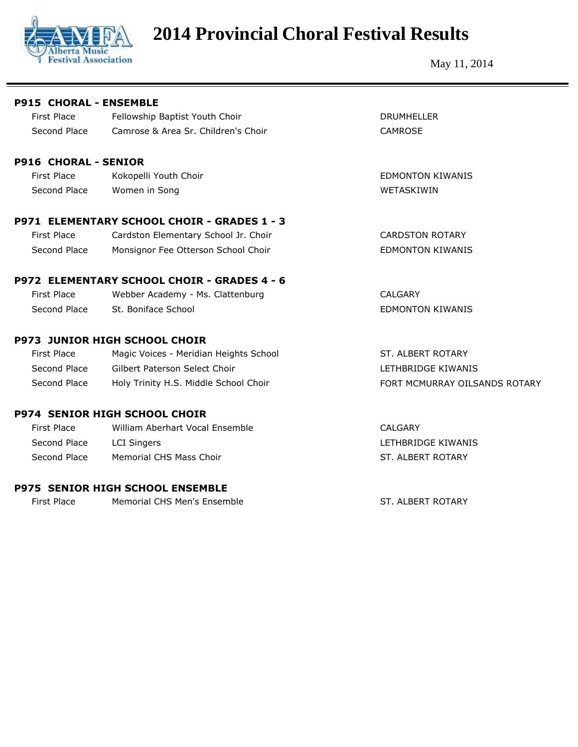# 2014 Provincial Choral Festival Results

May 11, 2014

### P915 CHORAL - ENSEMBLE

| | | |
|---|---|---|
| First Place | Fellowship Baptist Youth Choir | DRUMHELLER |
| Second Place | Camrose & Area Sr. Children's Choir | CAMROSE |

### P916 CHORAL - SENIOR

| | | |
|---|---|---|
| First Place | Kokopelli Youth Choir | EDMONTON KIWANIS |
| Second Place | Women in Song | WETASKIWIN |

### P971 ELEMENTARY SCHOOL CHOIR - GRADES 1 - 3

| | | |
|---|---|---|
| First Place | Cardston Elementary School Jr. Choir | CARDSTON ROTARY |
| Second Place | Monsignor Fee Otterson School Choir | EDMONTON KIWANIS |

### P972 ELEMENTARY SCHOOL CHOIR - GRADES 4 - 6

| | | |
|---|---|---|
| First Place | Webber Academy - Ms. Clattenburg | CALGARY |
| Second Place | St. Boniface School | EDMONTON KIWANIS |

### P973 JUNIOR HIGH SCHOOL CHOIR

| | | |
|---|---|---|
| First Place | Magic Voices - Meridian Heights School | ST. ALBERT ROTARY |
| Second Place | Gilbert Paterson Select Choir | LETHBRIDGE KIWANIS |
| Second Place | Holy Trinity H.S. Middle School Choir | FORT MCMURRAY OILSANDS ROTARY |

### P974 SENIOR HIGH SCHOOL CHOIR

| | | |
|---|---|---|
| First Place | William Aberhart Vocal Ensemble | CALGARY |
| Second Place | LCI Singers | LETHBRIDGE KIWANIS |
| Second Place | Memorial CHS Mass Choir | ST. ALBERT ROTARY |

### P975 SENIOR HIGH SCHOOL ENSEMBLE

| | | |
|---|---|---|
| First Place | Memorial CHS Men's Ensemble | ST. ALBERT ROTARY |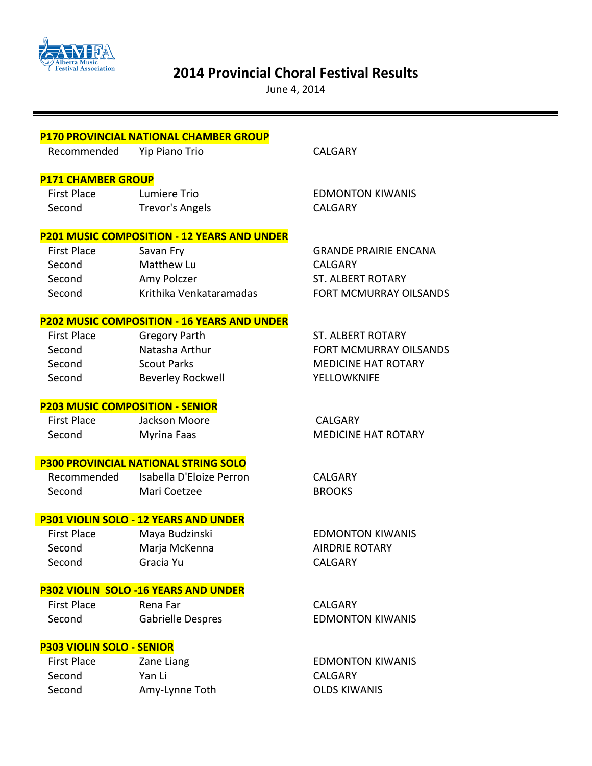# 2014 Provincial Choral Festival Results

June 4, 2014

## P170 PROVINCIAL NATIONAL CHAMBER GROUP

| | | |
|---|---|---|
| Recommended | Yip Piano Trio | CALGARY |

## P171 CHAMBER GROUP

| | | |
|---|---|---|
| First Place | Lumiere Trio | EDMONTON KIWANIS |
| Second | Trevor's Angels | CALGARY |

## P201 MUSIC COMPOSITION - 12 YEARS AND UNDER

| | | |
|---|---|---|
| First Place | Savan Fry | GRANDE PRAIRIE ENCANA |
| Second | Matthew Lu | CALGARY |
| Second | Amy Polczer | ST. ALBERT ROTARY |
| Second | Krithika Venkataramadas | FORT MCMURRAY OILSANDS |

## P202 MUSIC COMPOSITION - 16 YEARS AND UNDER

| | | |
|---|---|---|
| First Place | Gregory Parth | ST. ALBERT ROTARY |
| Second | Natasha Arthur | FORT MCMURRAY OILSANDS |
| Second | Scout Parks | MEDICINE HAT ROTARY |
| Second | Beverley Rockwell | YELLOWKNIFE |

## P203 MUSIC COMPOSITION - SENIOR

| | | |
|---|---|---|
| First Place | Jackson Moore | CALGARY |
| Second | Myrina Faas | MEDICINE HAT ROTARY |

## P300 PROVINCIAL NATIONAL STRING SOLO

| | | |
|---|---|---|
| Recommended | Isabella D'Eloize Perron | CALGARY |
| Second | Mari Coetzee | BROOKS |

## P301 VIOLIN SOLO - 12 YEARS AND UNDER

| | | |
|---|---|---|
| First Place | Maya Budzinski | EDMONTON KIWANIS |
| Second | Marja McKenna | AIRDRIE ROTARY |
| Second | Gracia Yu | CALGARY |

## P302 VIOLIN SOLO -16 YEARS AND UNDER

| | | |
|---|---|---|
| First Place | Rena Far | CALGARY |
| Second | Gabrielle Despres | EDMONTON KIWANIS |

## P303 VIOLIN SOLO - SENIOR

| | | |
|---|---|---|
| First Place | Zane Liang | EDMONTON KIWANIS |
| Second | Yan Li | CALGARY |
| Second | Amy-Lynne Toth | OLDS KIWANIS |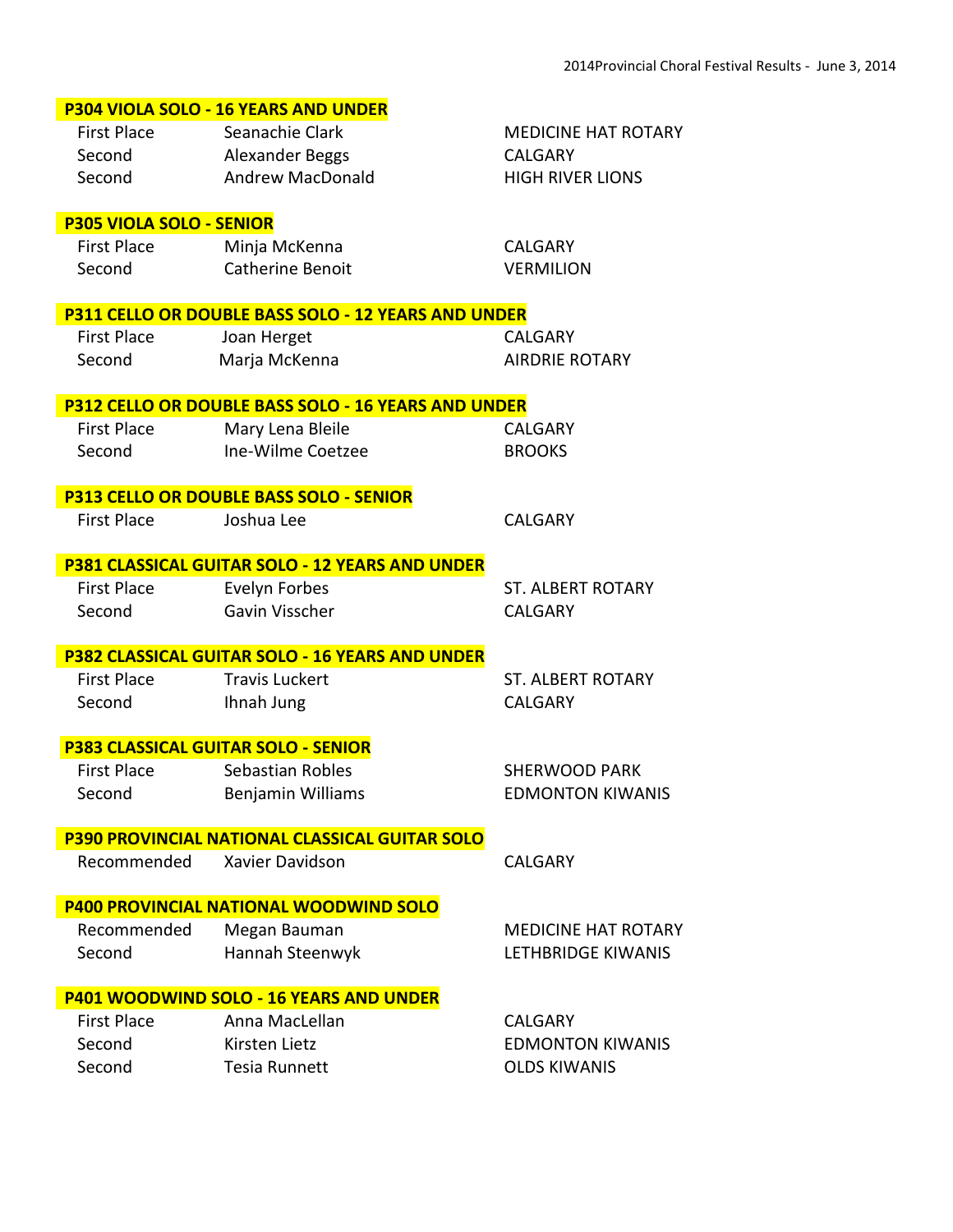## P304 VIOLA SOLO - 16 YEARS AND UNDER

| | | |
|---|---|---|
| First Place | Seanachie Clark | MEDICINE HAT ROTARY |
| Second | Alexander Beggs | CALGARY |
| Second | Andrew MacDonald | HIGH RIVER LIONS |

## P305 VIOLA SOLO - SENIOR

| | | |
|---|---|---|
| First Place | Minja McKenna | CALGARY |
| Second | Catherine Benoit | VERMILION |

## P311 CELLO OR DOUBLE BASS SOLO - 12 YEARS AND UNDER

| | | |
|---|---|---|
| First Place | Joan Herget | CALGARY |
| Second | Marja McKenna | AIRDRIE ROTARY |

## P312 CELLO OR DOUBLE BASS SOLO - 16 YEARS AND UNDER

| | | |
|---|---|---|
| First Place | Mary Lena Bleile | CALGARY |
| Second | Ine-Wilme Coetzee | BROOKS |

## P313 CELLO OR DOUBLE BASS SOLO - SENIOR

| | | |
|---|---|---|
| First Place | Joshua Lee | CALGARY |

## P381 CLASSICAL GUITAR SOLO - 12 YEARS AND UNDER

| | | |
|---|---|---|
| First Place | Evelyn Forbes | ST. ALBERT ROTARY |
| Second | Gavin Visscher | CALGARY |

## P382 CLASSICAL GUITAR SOLO - 16 YEARS AND UNDER

| | | |
|---|---|---|
| First Place | Travis Luckert | ST. ALBERT ROTARY |
| Second | Ihnah Jung | CALGARY |

## P383 CLASSICAL GUITAR SOLO - SENIOR

| | | |
|---|---|---|
| First Place | Sebastian Robles | SHERWOOD PARK |
| Second | Benjamin Williams | EDMONTON KIWANIS |

## P390 PROVINCIAL NATIONAL CLASSICAL GUITAR SOLO

| | | |
|---|---|---|
| Recommended | Xavier Davidson | CALGARY |

## P400 PROVINCIAL NATIONAL WOODWIND SOLO

| | | |
|---|---|---|
| Recommended | Megan Bauman | MEDICINE HAT ROTARY |
| Second | Hannah Steenwyk | LETHBRIDGE KIWANIS |

## P401 WOODWIND SOLO - 16 YEARS AND UNDER

| | | |
|---|---|---|
| First Place | Anna MacLellan | CALGARY |
| Second | Kirsten Lietz | EDMONTON KIWANIS |
| Second | Tesia Runnett | OLDS KIWANIS |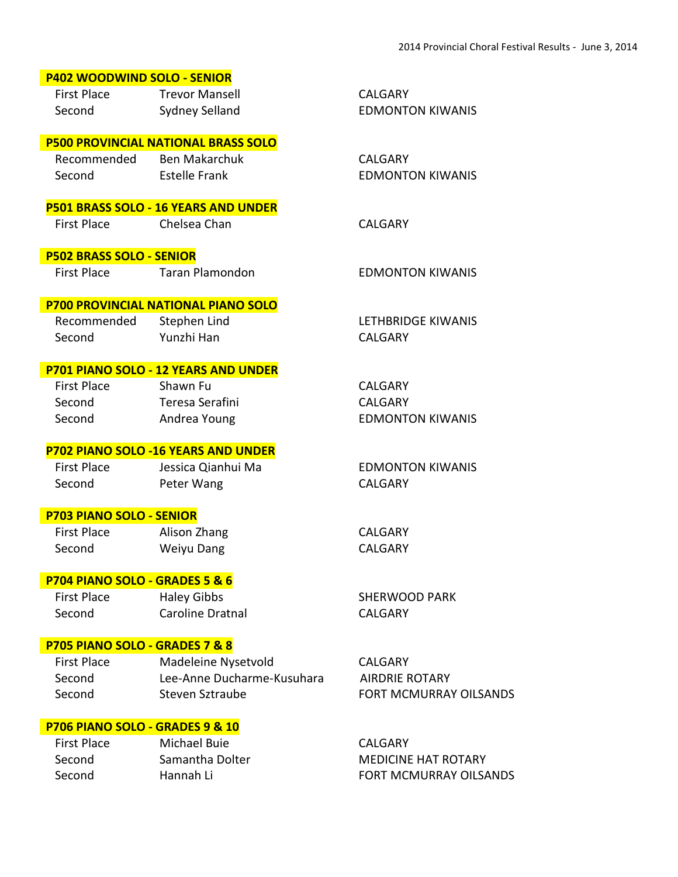### P402 WOODWIND SOLO - SENIOR

| | | |
|---|---|---|
| First Place | Trevor Mansell | CALGARY |
| Second | Sydney Selland | EDMONTON KIWANIS |

### P500 PROVINCIAL NATIONAL BRASS SOLO

| | | |
|---|---|---|
| Recommended | Ben Makarchuk | CALGARY |
| Second | Estelle Frank | EDMONTON KIWANIS |

### P501 BRASS SOLO - 16 YEARS AND UNDER

| | | |
|---|---|---|
| First Place | Chelsea Chan | CALGARY |

### P502 BRASS SOLO - SENIOR

| | | |
|---|---|---|
| First Place | Taran Plamondon | EDMONTON KIWANIS |

### P700 PROVINCIAL NATIONAL PIANO SOLO

| | | |
|---|---|---|
| Recommended | Stephen Lind | LETHBRIDGE KIWANIS |
| Second | Yunzhi Han | CALGARY |

### P701 PIANO SOLO - 12 YEARS AND UNDER

| | | |
|---|---|---|
| First Place | Shawn Fu | CALGARY |
| Second | Teresa Serafini | CALGARY |
| Second | Andrea Young | EDMONTON KIWANIS |

### P702 PIANO SOLO -16 YEARS AND UNDER

| | | |
|---|---|---|
| First Place | Jessica Qianhui Ma | EDMONTON KIWANIS |
| Second | Peter Wang | CALGARY |

### P703 PIANO SOLO - SENIOR

| | | |
|---|---|---|
| First Place | Alison Zhang | CALGARY |
| Second | Weiyu Dang | CALGARY |

### P704 PIANO SOLO - GRADES 5 & 6

| | | |
|---|---|---|
| First Place | Haley Gibbs | SHERWOOD PARK |
| Second | Caroline Dratnal | CALGARY |

### P705 PIANO SOLO - GRADES 7 & 8

| | | |
|---|---|---|
| First Place | Madeleine Nysetvold | CALGARY |
| Second | Lee-Anne Ducharme-Kusuhara | AIRDRIE ROTARY |
| Second | Steven Sztraube | FORT MCMURRAY OILSANDS |

### P706 PIANO SOLO - GRADES 9 & 10

| | | |
|---|---|---|
| First Place | Michael Buie | CALGARY |
| Second | Samantha Dolter | MEDICINE HAT ROTARY |
| Second | Hannah Li | FORT MCMURRAY OILSANDS |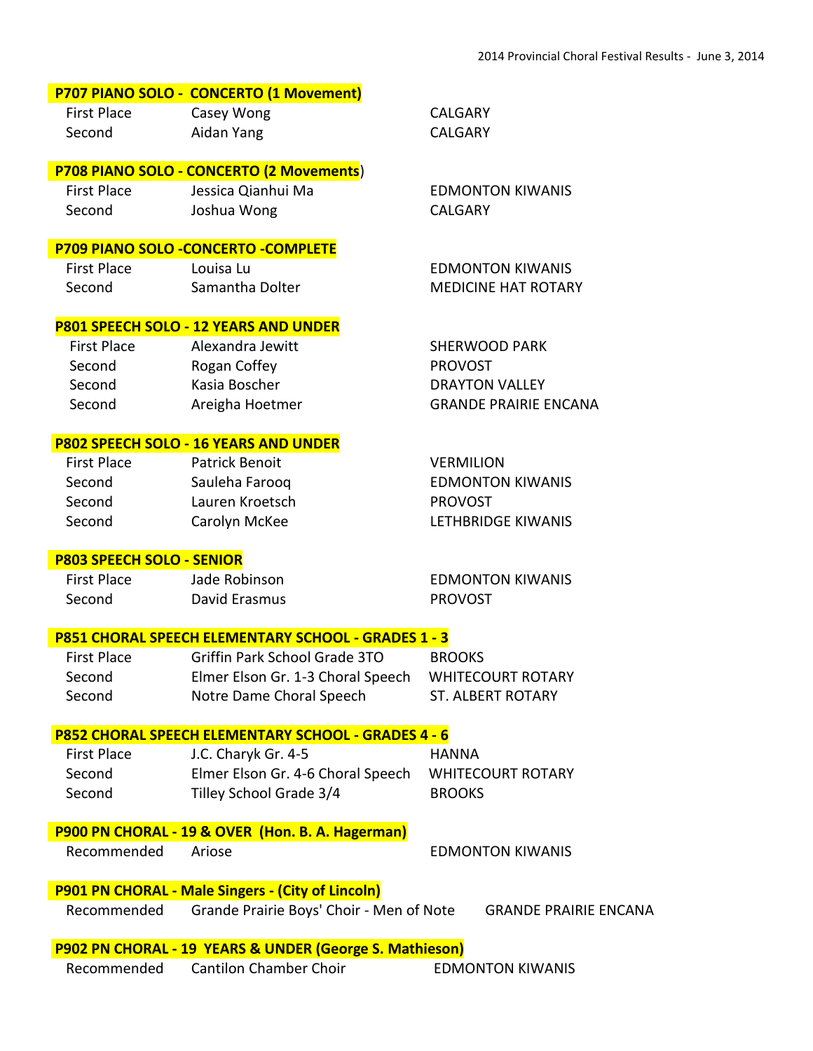### P707 PIANO SOLO - CONCERTO (1 Movement)

| | | |
|---|---|---|
| First Place | Casey Wong | CALGARY |
| Second | Aidan Yang | CALGARY |

### P708 PIANO SOLO - CONCERTO (2 Movements)

| | | |
|---|---|---|
| First Place | Jessica Qianhui Ma | EDMONTON KIWANIS |
| Second | Joshua Wong | CALGARY |

### P709 PIANO SOLO -CONCERTO -COMPLETE

| | | |
|---|---|---|
| First Place | Louisa Lu | EDMONTON KIWANIS |
| Second | Samantha Dolter | MEDICINE HAT ROTARY |

### P801 SPEECH SOLO - 12 YEARS AND UNDER

| | | |
|---|---|---|
| First Place | Alexandra Jewitt | SHERWOOD PARK |
| Second | Rogan Coffey | PROVOST |
| Second | Kasia Boscher | DRAYTON VALLEY |
| Second | Areigha Hoetmer | GRANDE PRAIRIE ENCANA |

### P802 SPEECH SOLO - 16 YEARS AND UNDER

| | | |
|---|---|---|
| First Place | Patrick Benoit | VERMILION |
| Second | Sauleha Farooq | EDMONTON KIWANIS |
| Second | Lauren Kroetsch | PROVOST |
| Second | Carolyn McKee | LETHBRIDGE KIWANIS |

### P803 SPEECH SOLO - SENIOR

| | | |
|---|---|---|
| First Place | Jade Robinson | EDMONTON KIWANIS |
| Second | David Erasmus | PROVOST |

### P851 CHORAL SPEECH ELEMENTARY SCHOOL - GRADES 1 - 3

| | | |
|---|---|---|
| First Place | Griffin Park School Grade 3TO | BROOKS |
| Second | Elmer Elson Gr. 1-3 Choral Speech | WHITECOURT ROTARY |
| Second | Notre Dame Choral Speech | ST. ALBERT ROTARY |

### P852 CHORAL SPEECH ELEMENTARY SCHOOL - GRADES 4 - 6

| | | |
|---|---|---|
| First Place | J.C. Charyk Gr. 4-5 | HANNA |
| Second | Elmer Elson Gr. 4-6 Choral Speech | WHITECOURT ROTARY |
| Second | Tilley School Grade 3/4 | BROOKS |

### P900 PN CHORAL - 19 & OVER (Hon. B. A. Hagerman)

| | | |
|---|---|---|
| Recommended | Ariose | EDMONTON KIWANIS |

### P901 PN CHORAL - Male Singers - (City of Lincoln)

| | | |
|---|---|---|
| Recommended | Grande Prairie Boys' Choir - Men of Note | GRANDE PRAIRIE ENCANA |

### P902 PN CHORAL - 19 YEARS & UNDER (George S. Mathieson)

| | | |
|---|---|---|
| Recommended | Cantilon Chamber Choir | EDMONTON KIWANIS |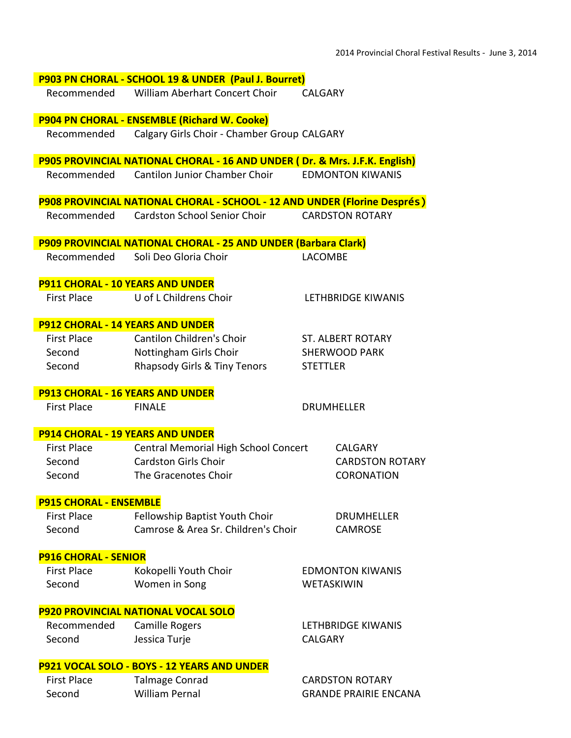2014 Provincial Choral Festival Results - June 3, 2014

**P903 PN CHORAL - SCHOOL 19 & UNDER (Paul J. Bourret)**

| | | |
|---|---|---|
| Recommended | William Aberhart Concert Choir | CALGARY |

**P904 PN CHORAL - ENSEMBLE (Richard W. Cooke)**

| | | |
|---|---|---|
| Recommended | Calgary Girls Choir - Chamber Group | CALGARY |

**P905 PROVINCIAL NATIONAL CHORAL - 16 AND UNDER ( Dr. & Mrs. J.F.K. English)**

| | | |
|---|---|---|
| Recommended | Cantilon Junior Chamber Choir | EDMONTON KIWANIS |

**P908 PROVINCIAL NATIONAL CHORAL - SCHOOL - 12 AND UNDER (Florine Després )**

| | | |
|---|---|---|
| Recommended | Cardston School Senior Choir | CARDSTON ROTARY |

**P909 PROVINCIAL NATIONAL CHORAL - 25 AND UNDER (Barbara Clark)**

| | | |
|---|---|---|
| Recommended | Soli Deo Gloria Choir | LACOMBE |

**P911 CHORAL - 10 YEARS AND UNDER**

| | | |
|---|---|---|
| First Place | U of L Childrens Choir | LETHBRIDGE KIWANIS |

**P912 CHORAL - 14 YEARS AND UNDER**

| | | |
|---|---|---|
| First Place | Cantilon Children's Choir | ST. ALBERT ROTARY |
| Second | Nottingham Girls Choir | SHERWOOD PARK |
| Second | Rhapsody Girls & Tiny Tenors | STETTLER |

**P913 CHORAL - 16 YEARS AND UNDER**

| | | |
|---|---|---|
| First Place | FINALE | DRUMHELLER |

**P914 CHORAL - 19 YEARS AND UNDER**

| | | |
|---|---|---|
| First Place | Central Memorial High School Concert | CALGARY |
| Second | Cardston Girls Choir | CARDSTON ROTARY |
| Second | The Gracenotes Choir | CORONATION |

**P915 CHORAL - ENSEMBLE**

| | | |
|---|---|---|
| First Place | Fellowship Baptist Youth Choir | DRUMHELLER |
| Second | Camrose & Area Sr. Children's Choir | CAMROSE |

**P916 CHORAL - SENIOR**

| | | |
|---|---|---|
| First Place | Kokopelli Youth Choir | EDMONTON KIWANIS |
| Second | Women in Song | WETASKIWIN |

**P920 PROVINCIAL NATIONAL VOCAL SOLO**

| | | |
|---|---|---|
| Recommended | Camille Rogers | LETHBRIDGE KIWANIS |
| Second | Jessica Turje | CALGARY |

**P921 VOCAL SOLO - BOYS - 12 YEARS AND UNDER**

| | | |
|---|---|---|
| First Place | Talmage Conrad | CARDSTON ROTARY |
| Second | William Pernal | GRANDE PRAIRIE ENCANA |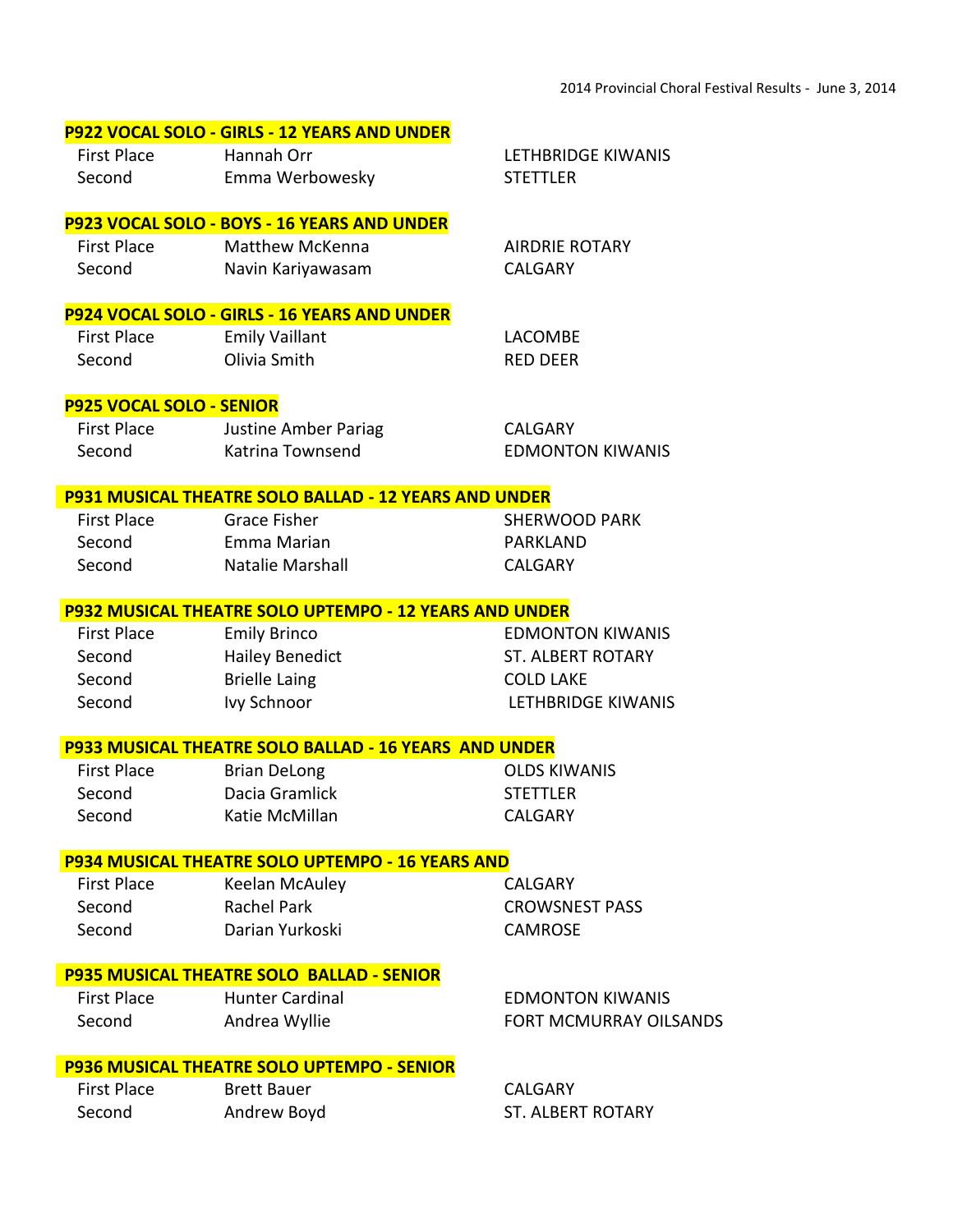2014 Provincial Choral Festival Results - June 3, 2014

**P922 VOCAL SOLO - GIRLS - 12 YEARS AND UNDER**

| | | |
|---|---|---|
| First Place | Hannah Orr | LETHBRIDGE KIWANIS |
| Second | Emma Werbowesky | STETTLER |

**P923 VOCAL SOLO - BOYS - 16 YEARS AND UNDER**

| | | |
|---|---|---|
| First Place | Matthew McKenna | AIRDRIE ROTARY |
| Second | Navin Kariyawasam | CALGARY |

**P924 VOCAL SOLO - GIRLS - 16 YEARS AND UNDER**

| | | |
|---|---|---|
| First Place | Emily Vaillant | LACOMBE |
| Second | Olivia Smith | RED DEER |

**P925 VOCAL SOLO - SENIOR**

| | | |
|---|---|---|
| First Place | Justine Amber Pariag | CALGARY |
| Second | Katrina Townsend | EDMONTON KIWANIS |

**P931 MUSICAL THEATRE SOLO BALLAD - 12 YEARS AND UNDER**

| | | |
|---|---|---|
| First Place | Grace Fisher | SHERWOOD PARK |
| Second | Emma Marian | PARKLAND |
| Second | Natalie Marshall | CALGARY |

**P932 MUSICAL THEATRE SOLO UPTEMPO - 12 YEARS AND UNDER**

| | | |
|---|---|---|
| First Place | Emily Brinco | EDMONTON KIWANIS |
| Second | Hailey Benedict | ST. ALBERT ROTARY |
| Second | Brielle Laing | COLD LAKE |
| Second | Ivy Schnoor | LETHBRIDGE KIWANIS |

**P933 MUSICAL THEATRE SOLO BALLAD - 16 YEARS AND UNDER**

| | | |
|---|---|---|
| First Place | Brian DeLong | OLDS KIWANIS |
| Second | Dacia Gramlick | STETTLER |
| Second | Katie McMillan | CALGARY |

**P934 MUSICAL THEATRE SOLO UPTEMPO - 16 YEARS AND**

| | | |
|---|---|---|
| First Place | Keelan McAuley | CALGARY |
| Second | Rachel Park | CROWSNEST PASS |
| Second | Darian Yurkoski | CAMROSE |

**P935 MUSICAL THEATRE SOLO BALLAD - SENIOR**

| | | |
|---|---|---|
| First Place | Hunter Cardinal | EDMONTON KIWANIS |
| Second | Andrea Wyllie | FORT MCMURRAY OILSANDS |

**P936 MUSICAL THEATRE SOLO UPTEMPO - SENIOR**

| | | |
|---|---|---|
| First Place | Brett Bauer | CALGARY |
| Second | Andrew Boyd | ST. ALBERT ROTARY |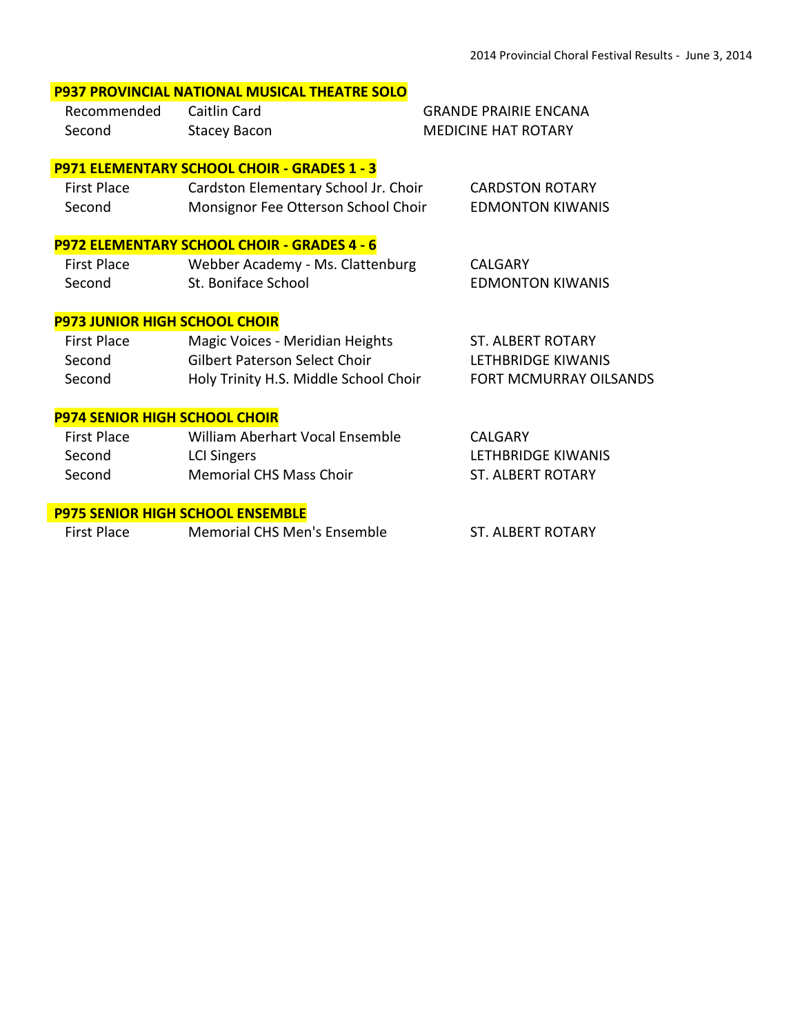**P937 PROVINCIAL NATIONAL MUSICAL THEATRE SOLO**

| | | |
|---|---|---|
| Recommended | Caitlin Card | GRANDE PRAIRIE ENCANA |
| Second | Stacey Bacon | MEDICINE HAT ROTARY |

**P971 ELEMENTARY SCHOOL CHOIR - GRADES 1 - 3**

| | | |
|---|---|---|
| First Place | Cardston Elementary School Jr. Choir | CARDSTON ROTARY |
| Second | Monsignor Fee Otterson School Choir | EDMONTON KIWANIS |

**P972 ELEMENTARY SCHOOL CHOIR - GRADES 4 - 6**

| | | |
|---|---|---|
| First Place | Webber Academy - Ms. Clattenburg | CALGARY |
| Second | St. Boniface School | EDMONTON KIWANIS |

**P973 JUNIOR HIGH SCHOOL CHOIR**

| | | |
|---|---|---|
| First Place | Magic Voices - Meridian Heights | ST. ALBERT ROTARY |
| Second | Gilbert Paterson Select Choir | LETHBRIDGE KIWANIS |
| Second | Holy Trinity H.S. Middle School Choir | FORT MCMURRAY OILSANDS |

**P974 SENIOR HIGH SCHOOL CHOIR**

| | | |
|---|---|---|
| First Place | William Aberhart Vocal Ensemble | CALGARY |
| Second | LCI Singers | LETHBRIDGE KIWANIS |
| Second | Memorial CHS Mass Choir | ST. ALBERT ROTARY |

**P975 SENIOR HIGH SCHOOL ENSEMBLE**

| | | |
|---|---|---|
| First Place | Memorial CHS Men's Ensemble | ST. ALBERT ROTARY |